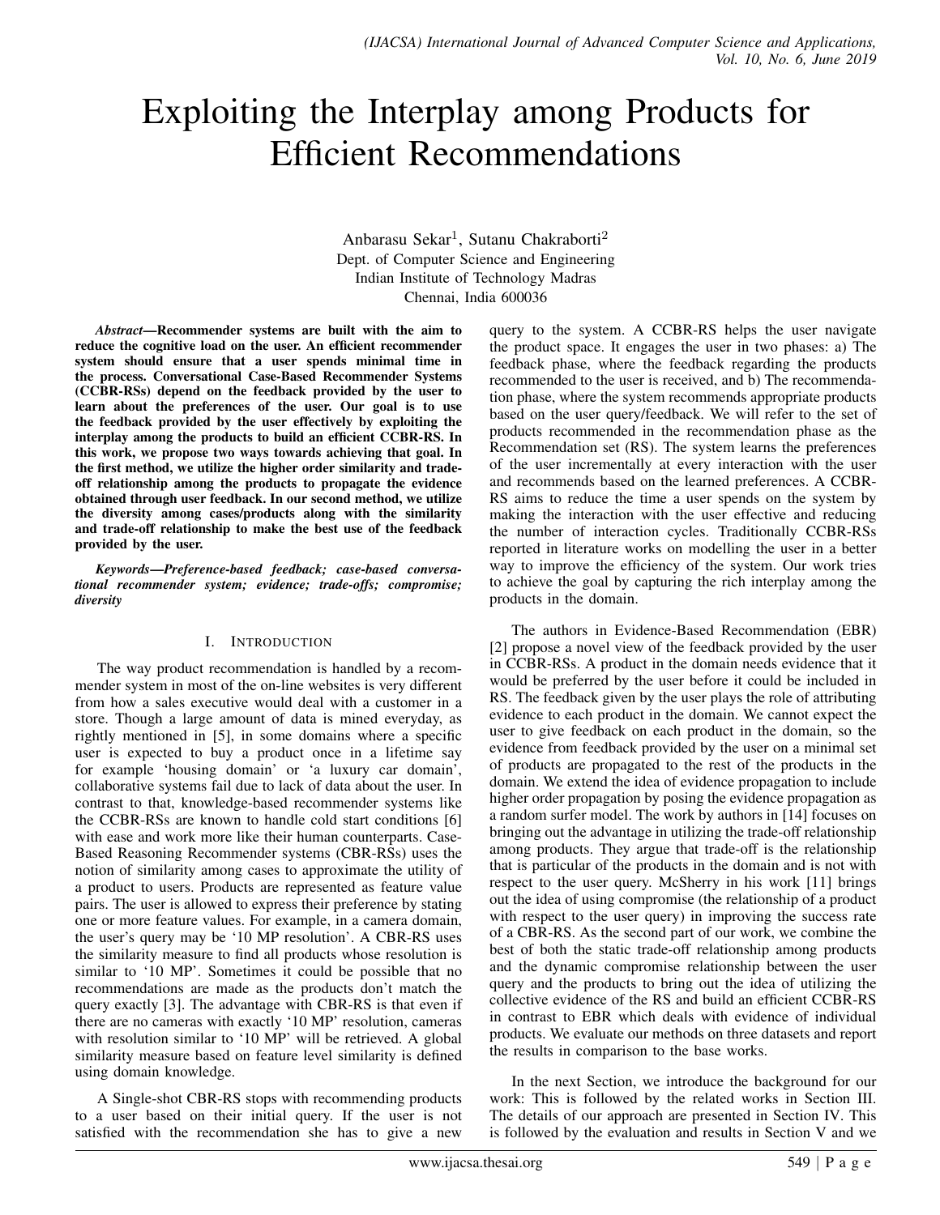# Exploiting the Interplay among Products for Efficient Recommendations

Anbarasu Sekar[1], Sutanu Chakraborti[2]
Dept. of Computer Science and Engineering
Indian Institute of Technology Madras
Chennai, India 600036

***Abstract*—Recommender systems are built with the aim to reduce the cognitive load on the user. An efficient recommender system should ensure that a user spends minimal time in the process. Conversational Case-Based Recommender Systems (CCBR-RSs) depend on the feedback provided by the user to learn about the preferences of the user. Our goal is to use the feedback provided by the user effectively by exploiting the interplay among the products to build an efficient CCBR-RS. In this work, we propose two ways towards achieving that goal. In the first method, we utilize the higher order similarity and trade-off relationship among the products to propagate the evidence obtained through user feedback. In our second method, we utilize the diversity among cases/products along with the similarity and trade-off relationship to make the best use of the feedback provided by the user.**

***Keywords*—*Preference-based feedback; case-based conversational recommender system; evidence; trade-offs; compromise; diversity***

## I. Introduction

The way product recommendation is handled by a recommender system in most of the on-line websites is very different from how a sales executive would deal with a customer in a store. Though a large amount of data is mined everyday, as rightly mentioned in [5], in some domains where a specific user is expected to buy a product once in a lifetime say for example 'housing domain' or 'a luxury car domain', collaborative systems fail due to lack of data about the user. In contrast to that, knowledge-based recommender systems like the CCBR-RSs are known to handle cold start conditions [6] with ease and work more like their human counterparts. Case-Based Reasoning Recommender systems (CBR-RSs) uses the notion of similarity among cases to approximate the utility of a product to users. Products are represented as feature value pairs. The user is allowed to express their preference by stating one or more feature values. For example, in a camera domain, the user's query may be '10 MP resolution'. A CBR-RS uses the similarity measure to find all products whose resolution is similar to '10 MP'. Sometimes it could be possible that no recommendations are made as the products don't match the query exactly [3]. The advantage with CBR-RS is that even if there are no cameras with exactly '10 MP' resolution, cameras with resolution similar to '10 MP' will be retrieved. A global similarity measure based on feature level similarity is defined using domain knowledge.

A Single-shot CBR-RS stops with recommending products to a user based on their initial query. If the user is not satisfied with the recommendation she has to give a new query to the system. A CCBR-RS helps the user navigate the product space. It engages the user in two phases: a) The feedback phase, where the feedback regarding the products recommended to the user is received, and b) The recommendation phase, where the system recommends appropriate products based on the user query/feedback. We will refer to the set of products recommended in the recommendation phase as the Recommendation set (RS). The system learns the preferences of the user incrementally at every interaction with the user and recommends based on the learned preferences. A CCBR-RS aims to reduce the time a user spends on the system by making the interaction with the user effective and reducing the number of interaction cycles. Traditionally CCBR-RSs reported in literature works on modelling the user in a better way to improve the efficiency of the system. Our work tries to achieve the goal by capturing the rich interplay among the products in the domain.

The authors in Evidence-Based Recommendation (EBR) [2] propose a novel view of the feedback provided by the user in CCBR-RSs. A product in the domain needs evidence that it would be preferred by the user before it could be included in RS. The feedback given by the user plays the role of attributing evidence to each product in the domain. We cannot expect the user to give feedback on each product in the domain, so the evidence from feedback provided by the user on a minimal set of products are propagated to the rest of the products in the domain. We extend the idea of evidence propagation to include higher order propagation by posing the evidence propagation as a random surfer model. The work by authors in [14] focuses on bringing out the advantage in utilizing the trade-off relationship among products. They argue that trade-off is the relationship that is particular of the products in the domain and is not with respect to the user query. McSherry in his work [11] brings out the idea of using compromise (the relationship of a product with respect to the user query) in improving the success rate of a CBR-RS. As the second part of our work, we combine the best of both the static trade-off relationship among products and the dynamic compromise relationship between the user query and the products to bring out the idea of utilizing the collective evidence of the RS and build an efficient CCBR-RS in contrast to EBR which deals with evidence of individual products. We evaluate our methods on three datasets and report the results in comparison to the base works.

In the next Section, we introduce the background for our work: This is followed by the related works in Section III. The details of our approach are presented in Section IV. This is followed by the evaluation and results in Section V and we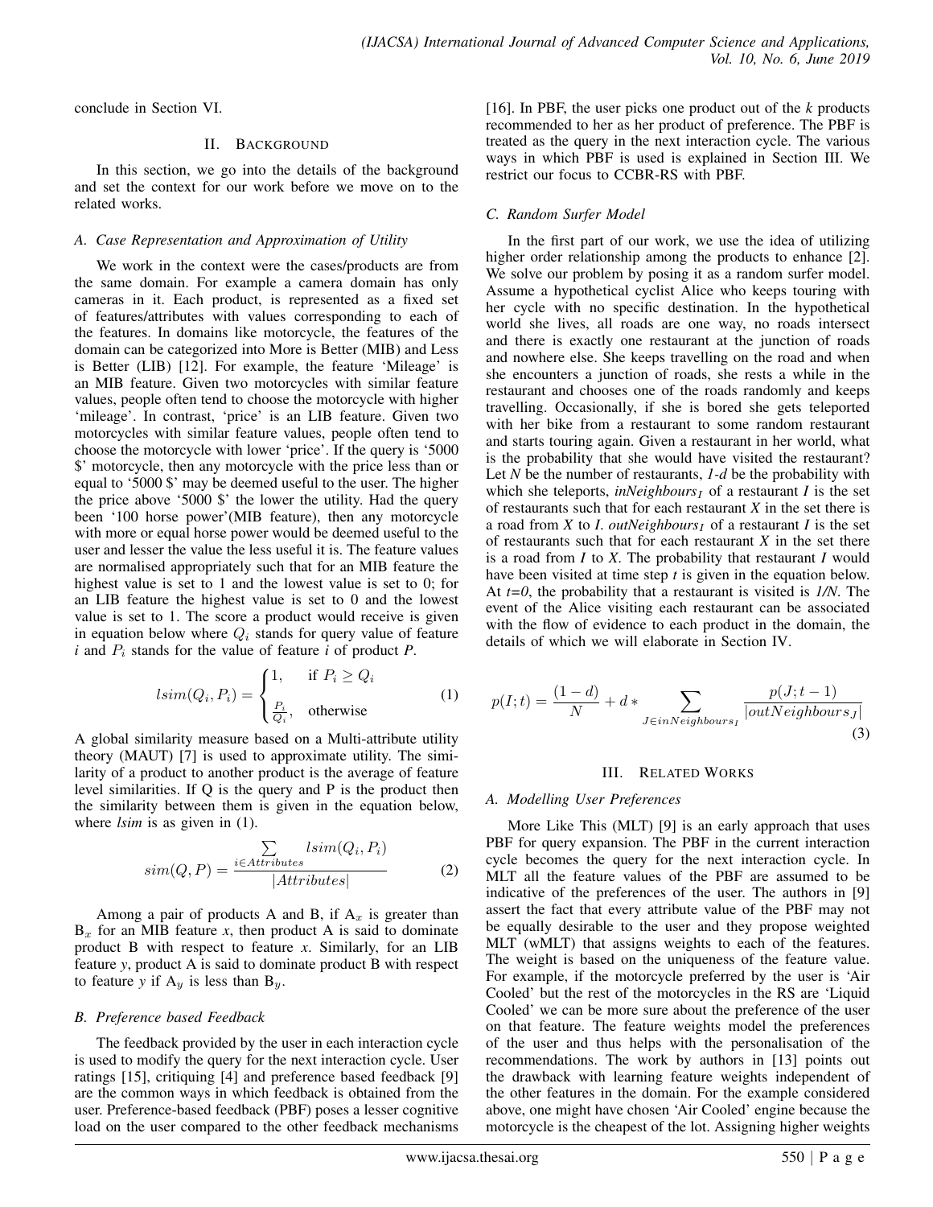conclude in Section VI.

## II. Background

In this section, we go into the details of the background and set the context for our work before we move on to the related works.

### A. Case Representation and Approximation of Utility

We work in the context were the cases/products are from the same domain. For example a camera domain has only cameras in it. Each product, is represented as a fixed set of features/attributes with values corresponding to each of the features. In domains like motorcycle, the features of the domain can be categorized into More is Better (MIB) and Less is Better (LIB) [12]. For example, the feature 'Mileage' is an MIB feature. Given two motorcycles with similar feature values, people often tend to choose the motorcycle with higher 'mileage'. In contrast, 'price' is an LIB feature. Given two motorcycles with similar feature values, people often tend to choose the motorcycle with lower 'price'. If the query is '5000 $' motorcycle, then any motorcycle with the price less than or equal to '5000 $' may be deemed useful to the user. The higher the price above '5000 $' the lower the utility. Had the query been '100 horse power'(MIB feature), then any motorcycle with more or equal horse power would be deemed useful to the user and lesser the value the less useful it is. The feature values are normalised appropriately such that for an MIB feature the highest value is set to 1 and the lowest value is set to 0; for an LIB feature the highest value is set to 0 and the lowest value is set to 1. The score a product would receive is given in equation below where $Q_i$ stands for query value of feature *i* and $P_i$ stands for the value of feature *i* of product *P*.

$$lsim(Q_i, P_i) = \begin{cases} 1, & \text{if } P_i \geq Q_i \\ \frac{P_i}{Q_i}, & \text{otherwise} \end{cases} \tag{1}$$

A global similarity measure based on a Multi-attribute utility theory (MAUT) [7] is used to approximate utility. The similarity of a product to another product is the average of feature level similarities. If Q is the query and P is the product then the similarity between them is given in the equation below, where *lsim* is as given in (1).

$$sim(Q, P) = \frac{\sum\limits_{i \in Attributes} lsim(Q_i, P_i)}{|Attributes|} \tag{2}$$

Among a pair of products A and B, if $A_x$ is greater than $B_x$ for an MIB feature *x*, then product A is said to dominate product B with respect to feature *x*. Similarly, for an LIB feature *y*, product A is said to dominate product B with respect to feature *y* if $A_y$ is less than $B_y$.

### B. Preference based Feedback

The feedback provided by the user in each interaction cycle is used to modify the query for the next interaction cycle. User ratings [15], critiquing [4] and preference based feedback [9] are the common ways in which feedback is obtained from the user. Preference-based feedback (PBF) poses a lesser cognitive load on the user compared to the other feedback mechanisms [16]. In PBF, the user picks one product out of the *k* products recommended to her as her product of preference. The PBF is treated as the query in the next interaction cycle. The various ways in which PBF is used is explained in Section III. We restrict our focus to CCBR-RS with PBF.

### C. Random Surfer Model

In the first part of our work, we use the idea of utilizing higher order relationship among the products to enhance [2]. We solve our problem by posing it as a random surfer model. Assume a hypothetical cyclist Alice who keeps touring with her cycle with no specific destination. In the hypothetical world she lives, all roads are one way, no roads intersect and there is exactly one restaurant at the junction of roads and nowhere else. She keeps travelling on the road and when she encounters a junction of roads, she rests a while in the restaurant and chooses one of the roads randomly and keeps travelling. Occasionally, if she is bored she gets teleported with her bike from a restaurant to some random restaurant and starts touring again. Given a restaurant in her world, what is the probability that she would have visited the restaurant? Let *N* be the number of restaurants, *1-d* be the probability with which she teleports, $inNeighbours_I$ of a restaurant *I* is the set of restaurants such that for each restaurant *X* in the set there is a road from *X* to *I*. $outNeighbours_I$ of a restaurant *I* is the set of restaurants such that for each restaurant *X* in the set there is a road from *I* to *X*. The probability that restaurant *I* would have been visited at time step *t* is given in the equation below. At *t=0*, the probability that a restaurant is visited is *1/N*. The event of the Alice visiting each restaurant can be associated with the flow of evidence to each product in the domain, the details of which we will elaborate in Section IV.

$$p(I;t) = \frac{(1-d)}{N} + d * \sum_{J \in inNeighbours_I} \frac{p(J;t-1)}{|outNeighbours_J|} \tag{3}$$

## III. Related Works

### A. Modelling User Preferences

More Like This (MLT) [9] is an early approach that uses PBF for query expansion. The PBF in the current interaction cycle becomes the query for the next interaction cycle. In MLT all the feature values of the PBF are assumed to be indicative of the preferences of the user. The authors in [9] assert the fact that every attribute value of the PBF may not be equally desirable to the user and they propose weighted MLT (wMLT) that assigns weights to each of the features. The weight is based on the uniqueness of the feature value. For example, if the motorcycle preferred by the user is 'Air Cooled' but the rest of the motorcycles in the RS are 'Liquid Cooled' we can be more sure about the preference of the user on that feature. The feature weights model the preferences of the user and thus helps with the personalisation of the recommendations. The work by authors in [13] points out the drawback with learning feature weights independent of the other features in the domain. For the example considered above, one might have chosen 'Air Cooled' engine because the motorcycle is the cheapest of the lot. Assigning higher weights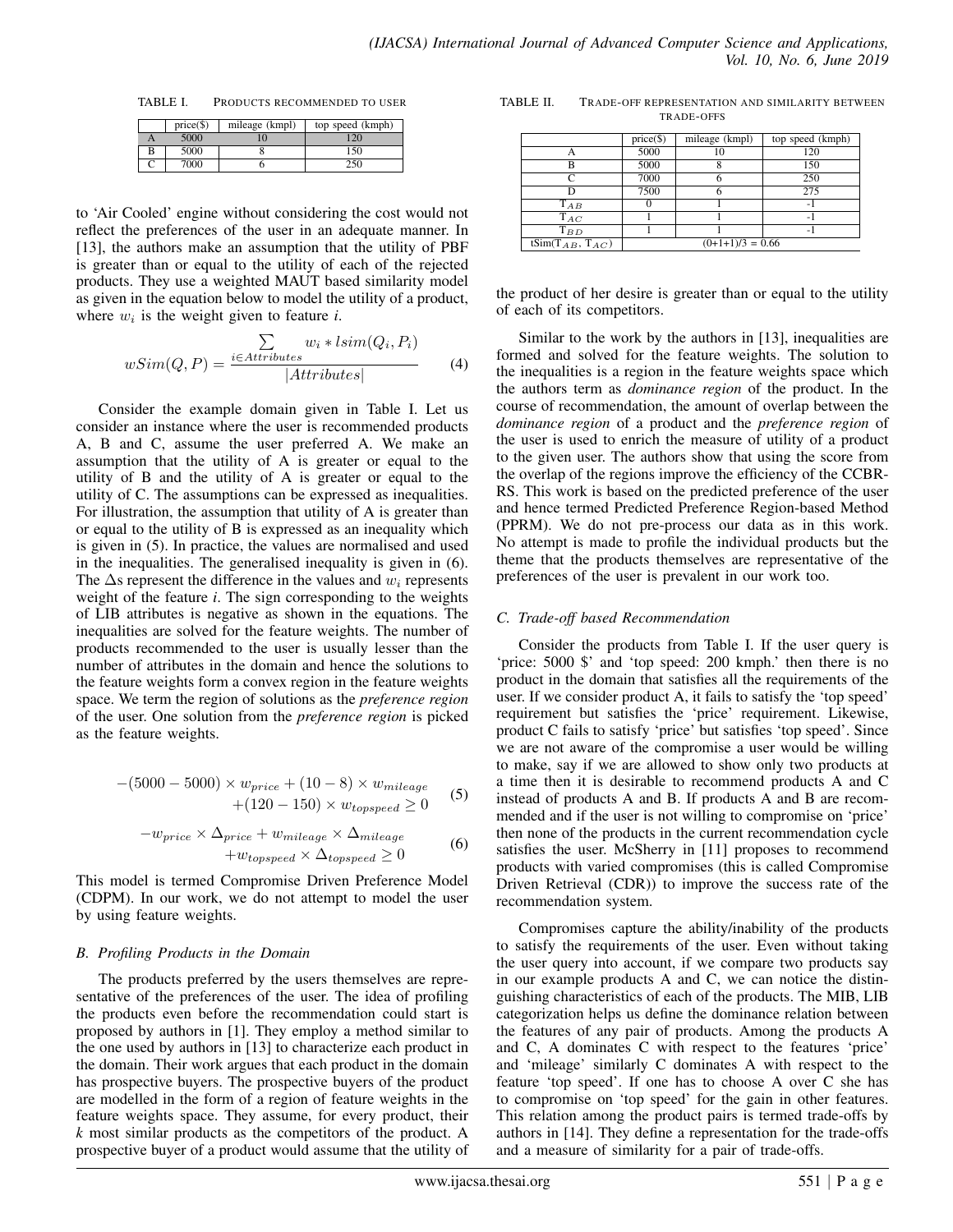TABLE I. PRODUCTS RECOMMENDED TO USER

| | price($) | mileage (kmpl) | top speed (kmph) |
|---|---|---|---|
| A | 5000 | 10 | 120 |
| B | 5000 | 8 | 150 |
| C | 7000 | 6 | 250 |

to 'Air Cooled' engine without considering the cost would not reflect the preferences of the user in an adequate manner. In [13], the authors make an assumption that the utility of PBF is greater than or equal to the utility of each of the rejected products. They use a weighted MAUT based similarity model as given in the equation below to model the utility of a product, where $w_i$ is the weight given to feature *i*.

$$wSim(Q, P) = \frac{\sum_{i \in Attributes} w_i * lsim(Q_i, P_i)}{|Attributes|} \tag{4}$$

Consider the example domain given in Table I. Let us consider an instance where the user is recommended products A, B and C, assume the user preferred A. We make an assumption that the utility of A is greater or equal to the utility of B and the utility of A is greater or equal to the utility of C. The assumptions can be expressed as inequalities. For illustration, the assumption that utility of A is greater than or equal to the utility of B is expressed as an inequality which is given in (5). In practice, the values are normalised and used in the inequalities. The generalised inequality is given in (6). The $\Delta$s represent the difference in the values and $w_i$ represents weight of the feature *i*. The sign corresponding to the weights of LIB attributes is negative as shown in the equations. The inequalities are solved for the feature weights. The number of products recommended to the user is usually lesser than the number of attributes in the domain and hence the solutions to the feature weights form a convex region in the feature weights space. We term the region of solutions as the *preference region* of the user. One solution from the *preference region* is picked as the feature weights.

$$-(5000 - 5000) \times w_{price} + (10 - 8) \times w_{mileage} + (120 - 150) \times w_{topspeed} \geq 0 \tag{5}$$

$$-w_{price} \times \Delta_{price} + w_{mileage} \times \Delta_{mileage} + w_{topspeed} \times \Delta_{topspeed} \geq 0 \tag{6}$$

This model is termed Compromise Driven Preference Model (CDPM). In our work, we do not attempt to model the user by using feature weights.

### B. Profiling Products in the Domain

The products preferred by the users themselves are representative of the preferences of the user. The idea of profiling the products even before the recommendation could start is proposed by authors in [1]. They employ a method similar to the one used by authors in [13] to characterize each product in the domain. Their work argues that each product in the domain has prospective buyers. The prospective buyers of the product are modelled in the form of a region of feature weights in the feature weights space. They assume, for every product, their *k* most similar products as the competitors of the product. A prospective buyer of a product would assume that the utility of the product of her desire is greater than or equal to the utility of each of its competitors.

TABLE II. TRADE-OFF REPRESENTATION AND SIMILARITY BETWEEN TRADE-OFFS

| | price($) | mileage (kmpl) | top speed (kmph) |
|---|---|---|---|
| A | 5000 | 10 | 120 |
| B | 5000 | 8 | 150 |
| C | 7000 | 6 | 250 |
| D | 7500 | 6 | 275 |
| $T_{AB}$ | 0 | 1 | -1 |
| $T_{AC}$ | 1 | 1 | -1 |
| $T_{BD}$ | 1 | 1 | -1 |
| tSim($T_{AB}$, $T_{AC}$) | (0+1+1)/3 = 0.66 | | |

Similar to the work by the authors in [13], inequalities are formed and solved for the feature weights. The solution to the inequalities is a region in the feature weights space which the authors term as *dominance region* of the product. In the course of recommendation, the amount of overlap between the *dominance region* of a product and the *preference region* of the user is used to enrich the measure of utility of a product to the given user. The authors show that using the score from the overlap of the regions improve the efficiency of the CCBR-RS. This work is based on the predicted preference of the user and hence termed Predicted Preference Region-based Method (PPRM). We do not pre-process our data as in this work. No attempt is made to profile the individual products but the theme that the products themselves are representative of the preferences of the user is prevalent in our work too.

### C. Trade-off based Recommendation

Consider the products from Table I. If the user query is 'price: 5000 $' and 'top speed: 200 kmph.' then there is no product in the domain that satisfies all the requirements of the user. If we consider product A, it fails to satisfy the 'top speed' requirement but satisfies the 'price' requirement. Likewise, product C fails to satisfy 'price' but satisfies 'top speed'. Since we are not aware of the compromise a user would be willing to make, say if we are allowed to show only two products at a time then it is desirable to recommend products A and C instead of products A and B. If products A and B are recommended and if the user is not willing to compromise on 'price' then none of the products in the current recommendation cycle satisfies the user. McSherry in [11] proposes to recommend products with varied compromises (this is called Compromise Driven Retrieval (CDR)) to improve the success rate of the recommendation system.

Compromises capture the ability/inability of the products to satisfy the requirements of the user. Even without taking the user query into account, if we compare two products say in our example products A and C, we can notice the distinguishing characteristics of each of the products. The MIB, LIB categorization helps us define the dominance relation between the features of any pair of products. Among the products A and C, A dominates C with respect to the features 'price' and 'mileage' similarly C dominates A with respect to the feature 'top speed'. If one has to choose A over C she has to compromise on 'top speed' for the gain in other features. This relation among the product pairs is termed trade-offs by authors in [14]. They define a representation for the trade-offs and a measure of similarity for a pair of trade-offs.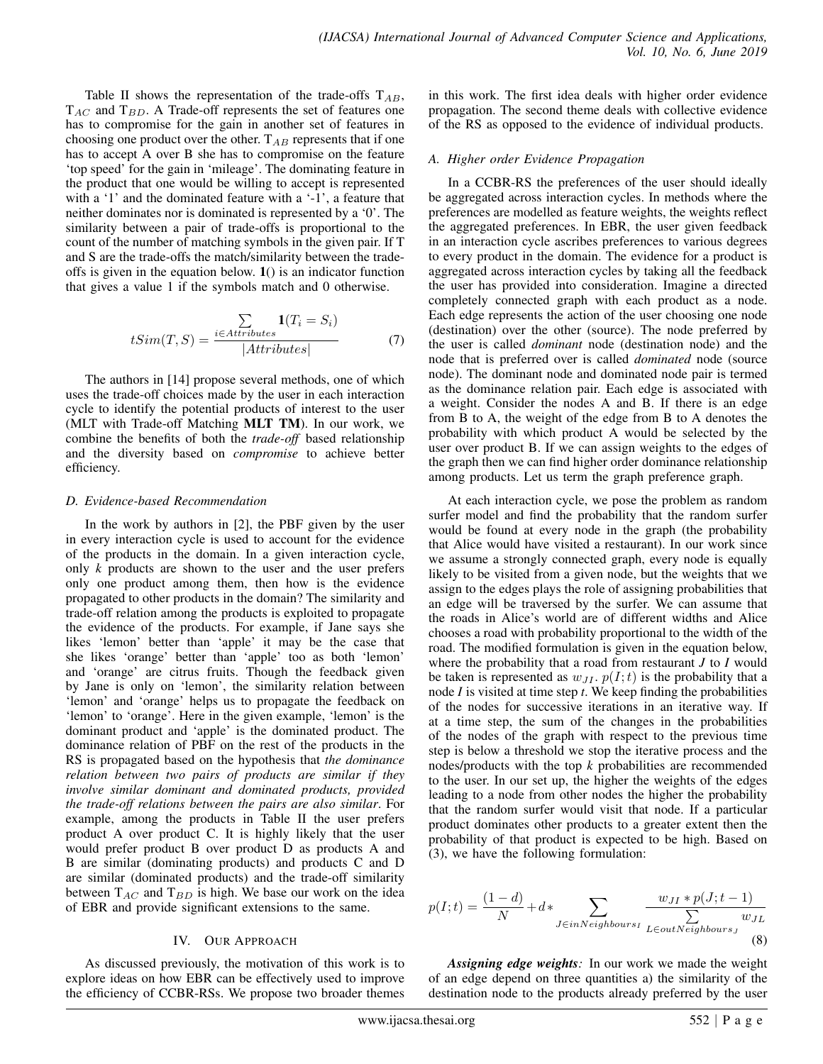Table II shows the representation of the trade-offs $T_{AB}$, $T_{AC}$ and $T_{BD}$. A Trade-off represents the set of features one has to compromise for the gain in another set of features in choosing one product over the other. $T_{AB}$ represents that if one has to accept A over B she has to compromise on the feature 'top speed' for the gain in 'mileage'. The dominating feature in the product that one would be willing to accept is represented with a '1' and the dominated feature with a '-1', a feature that neither dominates nor is dominated is represented by a '0'. The similarity between a pair of trade-offs is proportional to the count of the number of matching symbols in the given pair. If T and S are the trade-offs the match/similarity between the trade-offs is given in the equation below. **1**() is an indicator function that gives a value 1 if the symbols match and 0 otherwise.

$$tSim(T, S) = \frac{\sum\limits_{i \in Attributes} \mathbf{1}(T_i = S_i)}{|Attributes|} \tag{7}$$

The authors in [14] propose several methods, one of which uses the trade-off choices made by the user in each interaction cycle to identify the potential products of interest to the user (MLT with Trade-off Matching **MLT TM**). In our work, we combine the benefits of both the *trade-off* based relationship and the diversity based on *compromise* to achieve better efficiency.

### D. Evidence-based Recommendation

In the work by authors in [2], the PBF given by the user in every interaction cycle is used to account for the evidence of the products in the domain. In a given interaction cycle, only *k* products are shown to the user and the user prefers only one product among them, then how is the evidence propagated to other products in the domain? The similarity and trade-off relation among the products is exploited to propagate the evidence of the products. For example, if Jane says she likes 'lemon' better than 'apple' it may be the case that she likes 'orange' better than 'apple' too as both 'lemon' and 'orange' are citrus fruits. Though the feedback given by Jane is only on 'lemon', the similarity relation between 'lemon' and 'orange' helps us to propagate the feedback on 'lemon' to 'orange'. Here in the given example, 'lemon' is the dominant product and 'apple' is the dominated product. The dominance relation of PBF on the rest of the products in the RS is propagated based on the hypothesis that *the dominance relation between two pairs of products are similar if they involve similar dominant and dominated products, provided the trade-off relations between the pairs are also similar*. For example, among the products in Table II the user prefers product A over product C. It is highly likely that the user would prefer product B over product D as products A and B are similar (dominating products) and products C and D are similar (dominated products) and the trade-off similarity between $T_{AC}$ and $T_{BD}$ is high. We base our work on the idea of EBR and provide significant extensions to the same.

## IV. Our Approach

As discussed previously, the motivation of this work is to explore ideas on how EBR can be effectively used to improve the efficiency of CCBR-RSs. We propose two broader themes in this work. The first idea deals with higher order evidence propagation. The second theme deals with collective evidence of the RS as opposed to the evidence of individual products.

### A. Higher order Evidence Propagation

In a CCBR-RS the preferences of the user should ideally be aggregated across interaction cycles. In methods where the preferences are modelled as feature weights, the weights reflect the aggregated preferences. In EBR, the user given feedback in an interaction cycle ascribes preferences to various degrees to every product in the domain. The evidence for a product is aggregated across interaction cycles by taking all the feedback the user has provided into consideration. Imagine a directed completely connected graph with each product as a node. Each edge represents the action of the user choosing one node (destination) over the other (source). The node preferred by the user is called *dominant* node (destination node) and the node that is preferred over is called *dominated* node (source node). The dominant node and dominated node pair is termed as the dominance relation pair. Each edge is associated with a weight. Consider the nodes A and B. If there is an edge from B to A, the weight of the edge from B to A denotes the probability with which product A would be selected by the user over product B. If we can assign weights to the edges of the graph then we can find higher order dominance relationship among products. Let us term the graph preference graph.

At each interaction cycle, we pose the problem as random surfer model and find the probability that the random surfer would be found at every node in the graph (the probability that Alice would have visited a restaurant). In our work since we assume a strongly connected graph, every node is equally likely to be visited from a given node, but the weights that we assign to the edges plays the role of assigning probabilities that an edge will be traversed by the surfer. We can assume that the roads in Alice's world are of different widths and Alice chooses a road with probability proportional to the width of the road. The modified formulation is given in the equation below, where the probability that a road from restaurant *J* to *I* would be taken is represented as $w_{JI}$. $p(I;t)$ is the probability that a node *I* is visited at time step *t*. We keep finding the probabilities of the nodes for successive iterations in an iterative way. If at a time step, the sum of the changes in the probabilities of the nodes of the graph with respect to the previous time step is below a threshold we stop the iterative process and the nodes/products with the top *k* probabilities are recommended to the user. In our set up, the higher the weights of the edges leading to a node from other nodes the higher the probability that the random surfer would visit that node. If a particular product dominates other products to a greater extent then the probability of that product is expected to be high. Based on (3), we have the following formulation:

$$p(I;t) = \frac{(1-d)}{N} + d * \sum_{J \in inNeighbours_I} \frac{w_{JI} * p(J;t-1)}{\sum\limits_{L \in outNeighbours_J} w_{JL}} \tag{8}$$

***Assigning edge weights:*** In our work we made the weight of an edge depend on three quantities a) the similarity of the destination node to the products already preferred by the user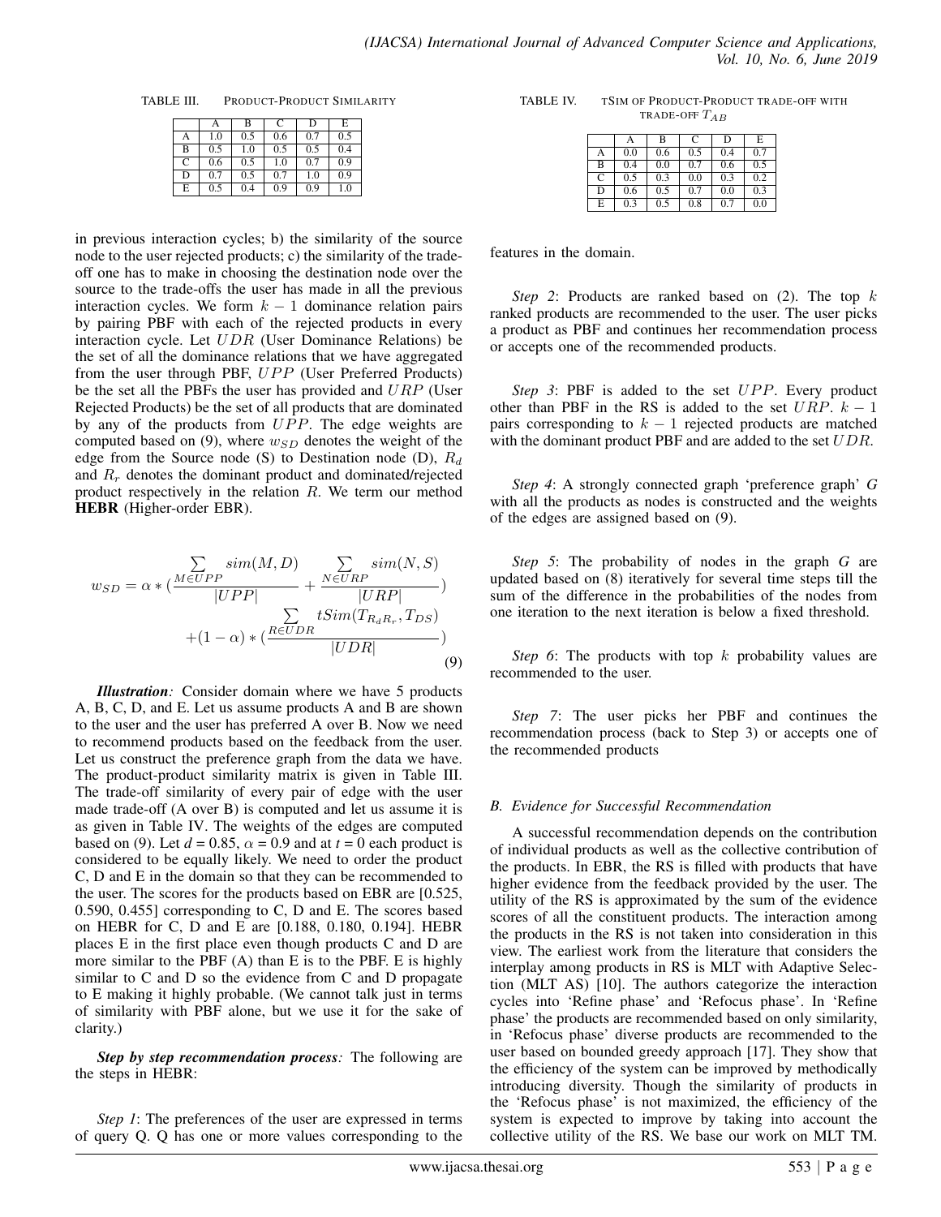TABLE III. PRODUCT-PRODUCT SIMILARITY

| | A | B | C | D | E |
|---|---|---|---|---|---|
| A | 1.0 | 0.5 | 0.6 | 0.7 | 0.5 |
| B | 0.5 | 1.0 | 0.5 | 0.5 | 0.4 |
| C | 0.6 | 0.5 | 1.0 | 0.7 | 0.9 |
| D | 0.7 | 0.5 | 0.7 | 1.0 | 0.9 |
| E | 0.5 | 0.4 | 0.9 | 0.9 | 1.0 |

TABLE IV. TSIM OF PRODUCT-PRODUCT TRADE-OFF WITH TRADE-OFF $T_{AB}$

| | A | B | C | D | E |
|---|---|---|---|---|---|
| A | 0.0 | 0.6 | 0.5 | 0.4 | 0.7 |
| B | 0.4 | 0.0 | 0.7 | 0.6 | 0.5 |
| C | 0.5 | 0.3 | 0.0 | 0.3 | 0.2 |
| D | 0.6 | 0.5 | 0.7 | 0.0 | 0.3 |
| E | 0.3 | 0.5 | 0.8 | 0.7 | 0.0 |

in previous interaction cycles; b) the similarity of the source node to the user rejected products; c) the similarity of the trade-off one has to make in choosing the destination node over the source to the trade-offs the user has made in all the previous interaction cycles. We form $k-1$ dominance relation pairs by pairing PBF with each of the rejected products in every interaction cycle. Let $UDR$ (User Dominance Relations) be the set of all the dominance relations that we have aggregated from the user through PBF, $UPP$ (User Preferred Products) be the set all the PBFs the user has provided and $URP$ (User Rejected Products) be the set of all products that are dominated by any of the products from $UPP$. The edge weights are computed based on (9), where $w_{SD}$ denotes the weight of the edge from the Source node (S) to Destination node (D), $R_d$ and $R_r$ denotes the dominant product and dominated/rejected product respectively in the relation $R$. We term our method **HEBR** (Higher-order EBR).

$$w_{SD} = \alpha * \left(\frac{\sum_{M \in UPP} sim(M, D)}{|UPP|} + \frac{\sum_{N \in URP} sim(N, S)}{|URP|}\right) + (1-\alpha) * \left(\frac{\sum_{R \in UDR} tSim(T_{R_d R_r}, T_{DS})}{|UDR|}\right) \quad (9)$$

***Illustration:*** Consider domain where we have 5 products A, B, C, D, and E. Let us assume products A and B are shown to the user and the user has preferred A over B. Now we need to recommend products based on the feedback from the user. Let us construct the preference graph from the data we have. The product-product similarity matrix is given in Table III. The trade-off similarity of every pair of edge with the user made trade-off (A over B) is computed and let us assume it is as given in Table IV. The weights of the edges are computed based on (9). Let $d$ = 0.85, $\alpha$ = 0.9 and at $t$ = 0 each product is considered to be equally likely. We need to order the product C, D and E in the domain so that they can be recommended to the user. The scores for the products based on EBR are [0.525, 0.590, 0.455] corresponding to C, D and E. The scores based on HEBR for C, D and E are [0.188, 0.180, 0.194]. HEBR places E in the first place even though products C and D are more similar to the PBF (A) than E is to the PBF. E is highly similar to C and D so the evidence from C and D propagate to E making it highly probable. (We cannot talk just in terms of similarity with PBF alone, but we use it for the sake of clarity.)

***Step by step recommendation process:*** The following are the steps in HEBR:

*Step 1*: The preferences of the user are expressed in terms of query Q. Q has one or more values corresponding to the features in the domain.

*Step 2*: Products are ranked based on (2). The top $k$ ranked products are recommended to the user. The user picks a product as PBF and continues her recommendation process or accepts one of the recommended products.

*Step 3*: PBF is added to the set $UPP$. Every product other than PBF in the RS is added to the set $URP$. $k-1$ pairs corresponding to $k-1$ rejected products are matched with the dominant product PBF and are added to the set $UDR$.

*Step 4*: A strongly connected graph 'preference graph' $G$ with all the products as nodes is constructed and the weights of the edges are assigned based on (9).

*Step 5*: The probability of nodes in the graph $G$ are updated based on (8) iteratively for several time steps till the sum of the difference in the probabilities of the nodes from one iteration to the next iteration is below a fixed threshold.

*Step 6*: The products with top $k$ probability values are recommended to the user.

*Step 7*: The user picks her PBF and continues the recommendation process (back to Step 3) or accepts one of the recommended products

### *B. Evidence for Successful Recommendation*

A successful recommendation depends on the contribution of individual products as well as the collective contribution of the products. In EBR, the RS is filled with products that have higher evidence from the feedback provided by the user. The utility of the RS is approximated by the sum of the evidence scores of all the constituent products. The interaction among the products in RS is not taken into consideration in this view. The earliest work from the literature that considers the interplay among products in RS is MLT with Adaptive Selection (MLT AS) [10]. The authors categorize the interaction cycles into 'Refine phase' and 'Refocus phase'. In 'Refine phase' the products are recommended based on only similarity, in 'Refocus phase' diverse products are recommended to the user based on bounded greedy approach [17]. They show that the efficiency of the system can be improved by methodically introducing diversity. Though the similarity of products in the 'Refocus phase' is not maximized, the efficiency of the system is expected to improve by taking into account the collective utility of the RS. We base our work on MLT TM.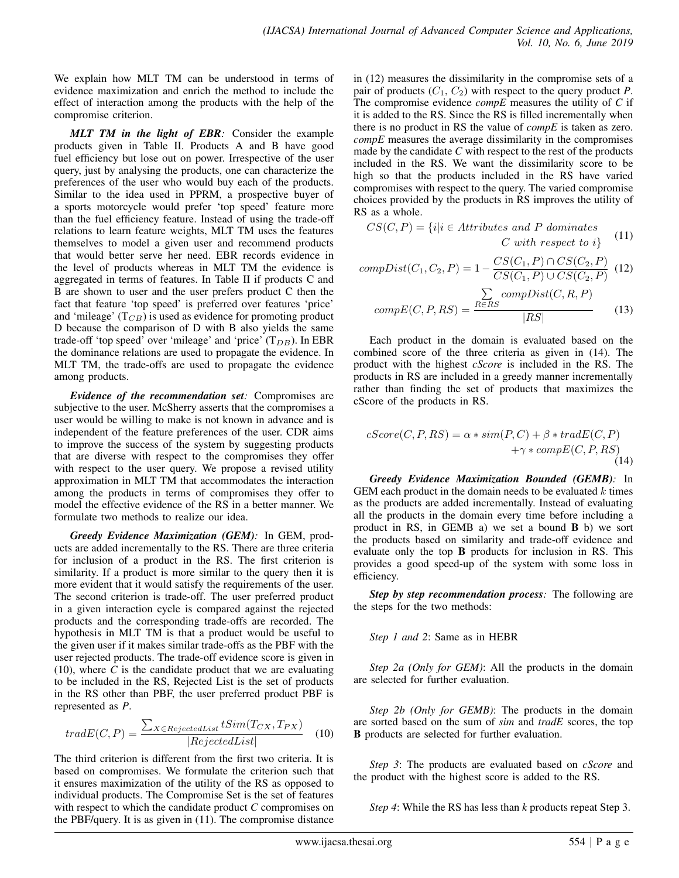We explain how MLT TM can be understood in terms of evidence maximization and enrich the method to include the effect of interaction among the products with the help of the compromise criterion.

***MLT TM in the light of EBR:*** Consider the example products given in Table II. Products A and B have good fuel efficiency but lose out on power. Irrespective of the user query, just by analysing the products, one can characterize the preferences of the user who would buy each of the products. Similar to the idea used in PPRM, a prospective buyer of a sports motorcycle would prefer 'top speed' feature more than the fuel efficiency feature. Instead of using the trade-off relations to learn feature weights, MLT TM uses the features themselves to model a given user and recommend products that would better serve her need. EBR records evidence in the level of products whereas in MLT TM the evidence is aggregated in terms of features. In Table II if products C and B are shown to user and the user prefers product C then the fact that feature 'top speed' is preferred over features 'price' and 'mileage' ($T_{CB}$) is used as evidence for promoting product D because the comparison of D with B also yields the same trade-off 'top speed' over 'mileage' and 'price' ($T_{DB}$). In EBR the dominance relations are used to propagate the evidence. In MLT TM, the trade-offs are used to propagate the evidence among products.

***Evidence of the recommendation set:*** Compromises are subjective to the user. McSherry asserts that the compromises a user would be willing to make is not known in advance and is independent of the feature preferences of the user. CDR aims to improve the success of the system by suggesting products that are diverse with respect to the compromises they offer with respect to the user query. We propose a revised utility approximation in MLT TM that accommodates the interaction among the products in terms of compromises they offer to model the effective evidence of the RS in a better manner. We formulate two methods to realize our idea.

***Greedy Evidence Maximization (GEM):*** In GEM, products are added incrementally to the RS. There are three criteria for inclusion of a product in the RS. The first criterion is similarity. If a product is more similar to the query then it is more evident that it would satisfy the requirements of the user. The second criterion is trade-off. The user preferred product in a given interaction cycle is compared against the rejected products and the corresponding trade-offs are recorded. The hypothesis in MLT TM is that a product would be useful to the given user if it makes similar trade-offs as the PBF with the user rejected products. The trade-off evidence score is given in (10), where *C* is the candidate product that we are evaluating to be included in the RS, Rejected List is the set of products in the RS other than PBF, the user preferred product PBF is represented as *P*.

$$tradE(C,P) = \frac{\sum_{X \in RejectedList} tSim(T_{CX}, T_{PX})}{|RejectedList|} \quad (10)$$

The third criterion is different from the first two criteria. It is based on compromises. We formulate the criterion such that it ensures maximization of the utility of the RS as opposed to individual products. The Compromise Set is the set of features with respect to which the candidate product *C* compromises on the PBF/query. It is as given in (11). The compromise distance in (12) measures the dissimilarity in the compromise sets of a pair of products ($C_1$, $C_2$) with respect to the query product *P*. The compromise evidence *compE* measures the utility of *C* if it is added to the RS. Since the RS is filled incrementally when there is no product in RS the value of *compE* is taken as zero. *compE* measures the average dissimilarity in the compromises made by the candidate *C* with respect to the rest of the products included in the RS. We want the dissimilarity score to be high so that the products included in the RS have varied compromises with respect to the query. The varied compromise choices provided by the products in RS improves the utility of RS as a whole.

$$CS(C,P) = \{i | i \in Attributes \ and \ P \ dominates \ C \ with \ respect \ to \ i\} \quad (11)$$

$$compDist(C_1, C_2, P) = 1 - \frac{CS(C_1,P) \cap CS(C_2,P)}{CS(C_1,P) \cup CS(C_2,P)} \quad (12)$$

$$compE(C,P,RS) = \frac{\sum\limits_{R \in RS} compDist(C,R,P)}{|RS|} \quad (13)$$

Each product in the domain is evaluated based on the combined score of the three criteria as given in (14). The product with the highest *cScore* is included in the RS. The products in RS are included in a greedy manner incrementally rather than finding the set of products that maximizes the cScore of the products in RS.

$$cScore(C,P,RS) = \alpha * sim(P,C) + \beta * tradE(C,P) + \gamma * compE(C,P,RS) \quad (14)$$

***Greedy Evidence Maximization Bounded (GEMB):*** In GEM each product in the domain needs to be evaluated $k$ times as the products are added incrementally. Instead of evaluating all the products in the domain every time before including a product in RS, in GEMB a) we set a bound **B** b) we sort the products based on similarity and trade-off evidence and evaluate only the top **B** products for inclusion in RS. This provides a good speed-up of the system with some loss in efficiency.

***Step by step recommendation process:*** The following are the steps for the two methods:

*Step 1 and 2*: Same as in HEBR

*Step 2a (Only for GEM)*: All the products in the domain are selected for further evaluation.

*Step 2b (Only for GEMB)*: The products in the domain are sorted based on the sum of *sim* and *tradE* scores, the top **B** products are selected for further evaluation.

*Step 3*: The products are evaluated based on *cScore* and the product with the highest score is added to the RS.

*Step 4*: While the RS has less than *k* products repeat Step 3.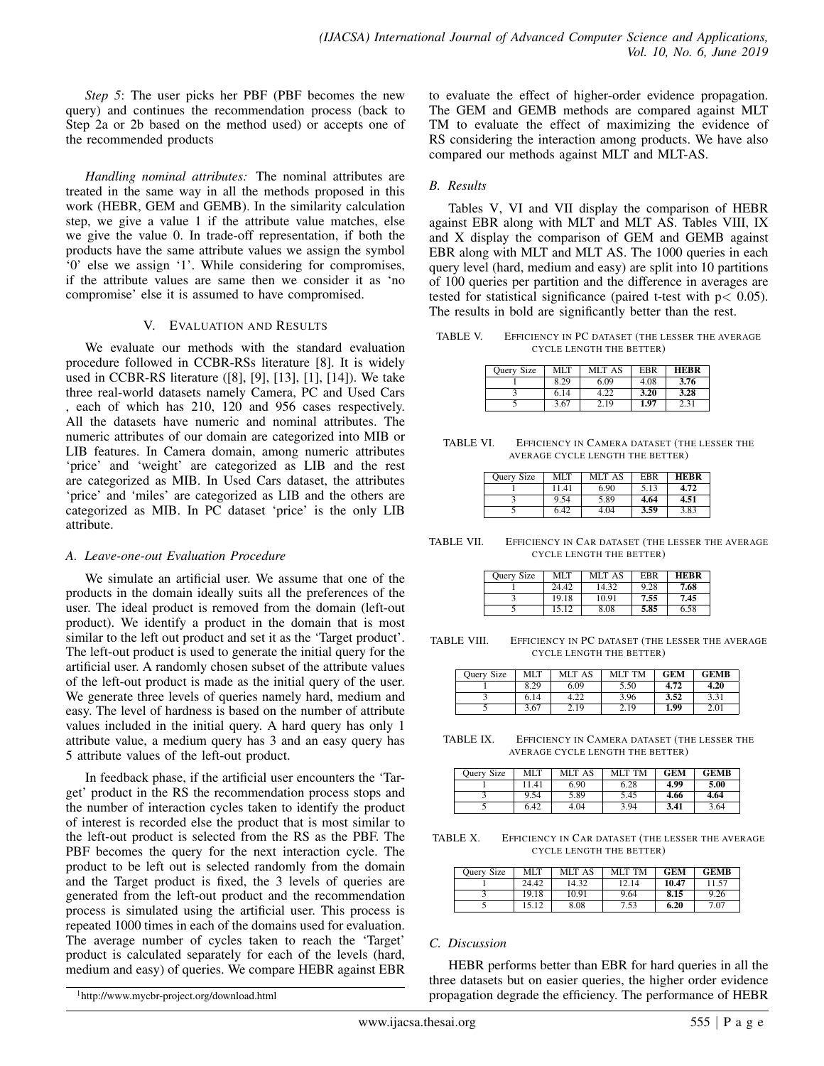*Step 5*: The user picks her PBF (PBF becomes the new query) and continues the recommendation process (back to Step 2a or 2b based on the method used) or accepts one of the recommended products

*Handling nominal attributes:* The nominal attributes are treated in the same way in all the methods proposed in this work (HEBR, GEM and GEMB). In the similarity calculation step, we give a value 1 if the attribute value matches, else we give the value 0. In trade-off representation, if both the products have the same attribute values we assign the symbol '0' else we assign '1'. While considering for compromises, if the attribute values are same then we consider it as 'no compromise' else it is assumed to have compromised.

## V. Evaluation and Results

We evaluate our methods with the standard evaluation procedure followed in CCBR-RSs literature [8]. It is widely used in CCBR-RS literature ([8], [9], [13], [1], [14]). We take three real-world datasets namely Camera, PC and Used Cars , each of which has 210, 120 and 956 cases respectively. All the datasets have numeric and nominal attributes. The numeric attributes of our domain are categorized into MIB or LIB features. In Camera domain, among numeric attributes 'price' and 'weight' are categorized as LIB and the rest are categorized as MIB. In Used Cars dataset, the attributes 'price' and 'miles' are categorized as LIB and the others are categorized as MIB. In PC dataset 'price' is the only LIB attribute.

### A. Leave-one-out Evaluation Procedure

We simulate an artificial user. We assume that one of the products in the domain ideally suits all the preferences of the user. The ideal product is removed from the domain (left-out product). We identify a product in the domain that is most similar to the left out product and set it as the 'Target product'. The left-out product is used to generate the initial query for the artificial user. A randomly chosen subset of the attribute values of the left-out product is made as the initial query of the user. We generate three levels of queries namely hard, medium and easy. The level of hardness is based on the number of attribute values included in the initial query. A hard query has only 1 attribute value, a medium query has 3 and an easy query has 5 attribute values of the left-out product.

In feedback phase, if the artificial user encounters the 'Target' product in the RS the recommendation process stops and the number of interaction cycles taken to identify the product of interest is recorded else the product that is most similar to the left-out product is selected from the RS as the PBF. The PBF becomes the query for the next interaction cycle. The product to be left out is selected randomly from the domain and the Target product is fixed, the 3 levels of queries are generated from the left-out product and the recommendation process is simulated using the artificial user. This process is repeated 1000 times in each of the domains used for evaluation. The average number of cycles taken to reach the 'Target' product is calculated separately for each of the levels (hard, medium and easy) of queries. We compare HEBR against EBR to evaluate the effect of higher-order evidence propagation. The GEM and GEMB methods are compared against MLT TM to evaluate the effect of maximizing the evidence of RS considering the interaction among products. We have also compared our methods against MLT and MLT-AS.

### B. Results

Tables V, VI and VII display the comparison of HEBR against EBR along with MLT and MLT AS. Tables VIII, IX and X display the comparison of GEM and GEMB against EBR along with MLT and MLT AS. The 1000 queries in each query level (hard, medium and easy) are split into 10 partitions of 100 queries per partition and the difference in averages are tested for statistical significance (paired t-test with $p < 0.05$). The results in bold are significantly better than the rest.

TABLE V. Efficiency in PC dataset (the lesser the average cycle length the better)

| Query Size | MLT | MLT AS | EBR | **HEBR** |
|---|---|---|---|---|
| 1 | 8.29 | 6.09 | 4.08 | **3.76** |
| 3 | 6.14 | 4.22 | **3.20** | **3.28** |
| 5 | 3.67 | 2.19 | **1.97** | 2.31 |

TABLE VI. Efficiency in Camera dataset (the lesser the average cycle length the better)

| Query Size | MLT | MLT AS | EBR | **HEBR** |
|---|---|---|---|---|
| 1 | 11.41 | 6.90 | 5.13 | **4.72** |
| 3 | 9.54 | 5.89 | **4.64** | **4.51** |
| 5 | 6.42 | 4.04 | **3.59** | 3.83 |

TABLE VII. Efficiency in Car dataset (the lesser the average cycle length the better)

| Query Size | MLT | MLT AS | EBR | **HEBR** |
|---|---|---|---|---|
| 1 | 24.42 | 14.32 | 9.28 | **7.68** |
| 3 | 19.18 | 10.91 | **7.55** | **7.45** |
| 5 | 15.12 | 8.08 | **5.85** | 6.58 |

TABLE VIII. Efficiency in PC dataset (the lesser the average cycle length the better)

| Query Size | MLT | MLT AS | MLT TM | **GEM** | **GEMB** |
|---|---|---|---|---|---|
| 1 | 8.29 | 6.09 | 5.50 | **4.72** | **4.20** |
| 3 | 6.14 | 4.22 | 3.96 | **3.52** | 3.31 |
| 5 | 3.67 | 2.19 | 2.19 | **1.99** | 2.01 |

TABLE IX. Efficiency in Camera dataset (the lesser the average cycle length the better)

| Query Size | MLT | MLT AS | MLT TM | **GEM** | **GEMB** |
|---|---|---|---|---|---|
| 1 | 11.41 | 6.90 | 6.28 | **4.99** | **5.00** |
| 3 | 9.54 | 5.89 | 5.45 | **4.66** | **4.64** |
| 5 | 6.42 | 4.04 | 3.94 | **3.41** | 3.64 |

TABLE X. Efficiency in Car dataset (the lesser the average cycle length the better)

| Query Size | MLT | MLT AS | MLT TM | **GEM** | **GEMB** |
|---|---|---|---|---|---|
| 1 | 24.42 | 14.32 | 12.14 | **10.47** | 11.57 |
| 3 | 19.18 | 10.91 | 9.64 | **8.15** | 9.26 |
| 5 | 15.12 | 8.08 | 7.53 | **6.20** | 7.07 |

### C. Discussion

HEBR performs better than EBR for hard queries in all the three datasets but on easier queries, the higher order evidence propagation degrade the efficiency. The performance of HEBR

[1]http://www.mycbr-project.org/download.html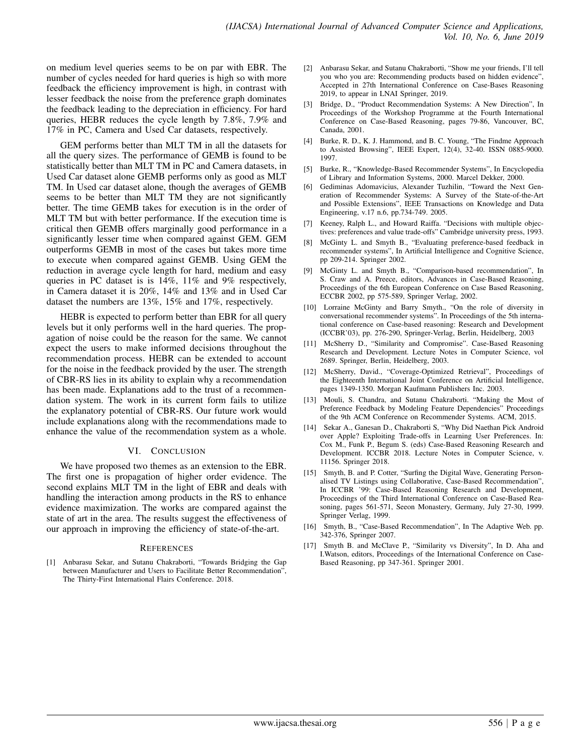on medium level queries seems to be on par with EBR. The number of cycles needed for hard queries is high so with more feedback the efficiency improvement is high, in contrast with lesser feedback the noise from the preference graph dominates the feedback leading to the depreciation in efficiency. For hard queries, HEBR reduces the cycle length by 7.8%, 7.9% and 17% in PC, Camera and Used Car datasets, respectively.

GEM performs better than MLT TM in all the datasets for all the query sizes. The performance of GEMB is found to be statistically better than MLT TM in PC and Camera datasets, in Used Car dataset alone GEMB performs only as good as MLT TM. In Used car dataset alone, though the averages of GEMB seems to be better than MLT TM they are not significantly better. The time GEMB takes for execution is in the order of MLT TM but with better performance. If the execution time is critical then GEMB offers marginally good performance in a significantly lesser time when compared against GEM. GEM outperforms GEMB in most of the cases but takes more time to execute when compared against GEMB. Using GEM the reduction in average cycle length for hard, medium and easy queries in PC dataset is is 14%, 11% and 9% respectively, in Camera dataset it is 20%, 14% and 13% and in Used Car dataset the numbers are 13%, 15% and 17%, respectively.

HEBR is expected to perform better than EBR for all query levels but it only performs well in the hard queries. The propagation of noise could be the reason for the same. We cannot expect the users to make informed decisions throughout the recommendation process. HEBR can be extended to account for the noise in the feedback provided by the user. The strength of CBR-RS lies in its ability to explain why a recommendation has been made. Explanations add to the trust of a recommendation system. The work in its current form fails to utilize the explanatory potential of CBR-RS. Our future work would include explanations along with the recommendations made to enhance the value of the recommendation system as a whole.

## VI. Conclusion

We have proposed two themes as an extension to the EBR. The first one is propagation of higher order evidence. The second explains MLT TM in the light of EBR and deals with handling the interaction among products in the RS to enhance evidence maximization. The works are compared against the state of art in the area. The results suggest the effectiveness of our approach in improving the efficiency of state-of-the-art.

## References

[1] Anbarasu Sekar, and Sutanu Chakraborti, "Towards Bridging the Gap between Manufacturer and Users to Facilitate Better Recommendation", The Thirty-First International Flairs Conference. 2018.

[2] Anbarasu Sekar, and Sutanu Chakraborti, "Show me your friends, I'll tell you who you are: Recommending products based on hidden evidence", Accepted in 27th International Conference on Case-Bases Reasoning 2019, to appear in LNAI Springer, 2019.

[3] Bridge, D., "Product Recommendation Systems: A New Direction", In Proceedings of the Workshop Programme at the Fourth International Conference on Case-Based Reasoning, pages 79-86, Vancouver, BC, Canada, 2001.

[4] Burke, R. D., K. J. Hammond, and B. C. Young, "The Findme Approach to Assisted Browsing", IEEE Expert, 12(4), 32-40. ISSN 0885-9000. 1997.

[5] Burke, R., "Knowledge-Based Recommender Systems", In Encyclopedia of Library and Information Systems, 2000. Marcel Dekker, 2000.

[6] Gediminas Adomavicius, Alexander Tuzhilin, "Toward the Next Generation of Recommender Systems: A Survey of the State-of-the-Art and Possible Extensions", IEEE Transactions on Knowledge and Data Engineering, v.17 n.6, pp.734-749. 2005.

[7] Keeney, Ralph L., and Howard Raiffa. "Decisions with multiple objectives: preferences and value trade-offs" Cambridge university press, 1993.

[8] McGinty L. and Smyth B., "Evaluating preference-based feedback in recommender systems", In Artificial Intelligence and Cognitive Science, pp 209-214. Springer 2002.

[9] McGinty L. and Smyth B., "Comparison-based recommendation", In S. Craw and A. Preece, editors, Advances in Case-Based Reasoning, Proceedings of the 6th European Conference on Case Based Reasoning, ECCBR 2002, pp 575-589, Springer Verlag, 2002.

[10] Lorraine McGinty and Barry Smyth., "On the role of diversity in conversational recommender systems". In Proceedings of the 5th international conference on Case-based reasoning: Research and Development (ICCBR'03), pp. 276-290, Springer-Verlag, Berlin, Heidelberg, 2003

[11] McSherry D., "Similarity and Compromise". Case-Based Reasoning Research and Development. Lecture Notes in Computer Science, vol 2689. Springer, Berlin, Heidelberg, 2003.

[12] McSherry, David., "Coverage-Optimized Retrieval", Proceedings of the Eighteenth International Joint Conference on Artificial Intelligence, pages 1349-1350. Morgan Kaufmann Publishers Inc. 2003.

[13] Mouli, S. Chandra, and Sutanu Chakraborti. "Making the Most of Preference Feedback by Modeling Feature Dependencies" Proceedings of the 9th ACM Conference on Recommender Systems. ACM, 2015.

[14] Sekar A., Ganesan D., Chakraborti S, "Why Did Naethan Pick Android over Apple? Exploiting Trade-offs in Learning User Preferences. In: Cox M., Funk P., Begum S. (eds) Case-Based Reasoning Research and Development. ICCBR 2018. Lecture Notes in Computer Science, v. 11156. Springer 2018.

[15] Smyth, B. and P. Cotter, "Surfing the Digital Wave, Generating Personalised TV Listings using Collaborative, Case-Based Recommendation", In ICCBR '99: Case-Based Reasoning Research and Development, Proceedings of the Third International Conference on Case-Based Reasoning, pages 561-571, Seeon Monastery, Germany, July 27-30, 1999. Springer Verlag, 1999.

[16] Smyth, B., "Case-Based Recommendation", In The Adaptive Web. pp. 342-376, Springer 2007.

[17] Smyth B. and McClave P., "Similarity vs Diversity", In D. Aha and I.Watson, editors, Proceedings of the International Conference on Case-Based Reasoning, pp 347-361. Springer 2001.